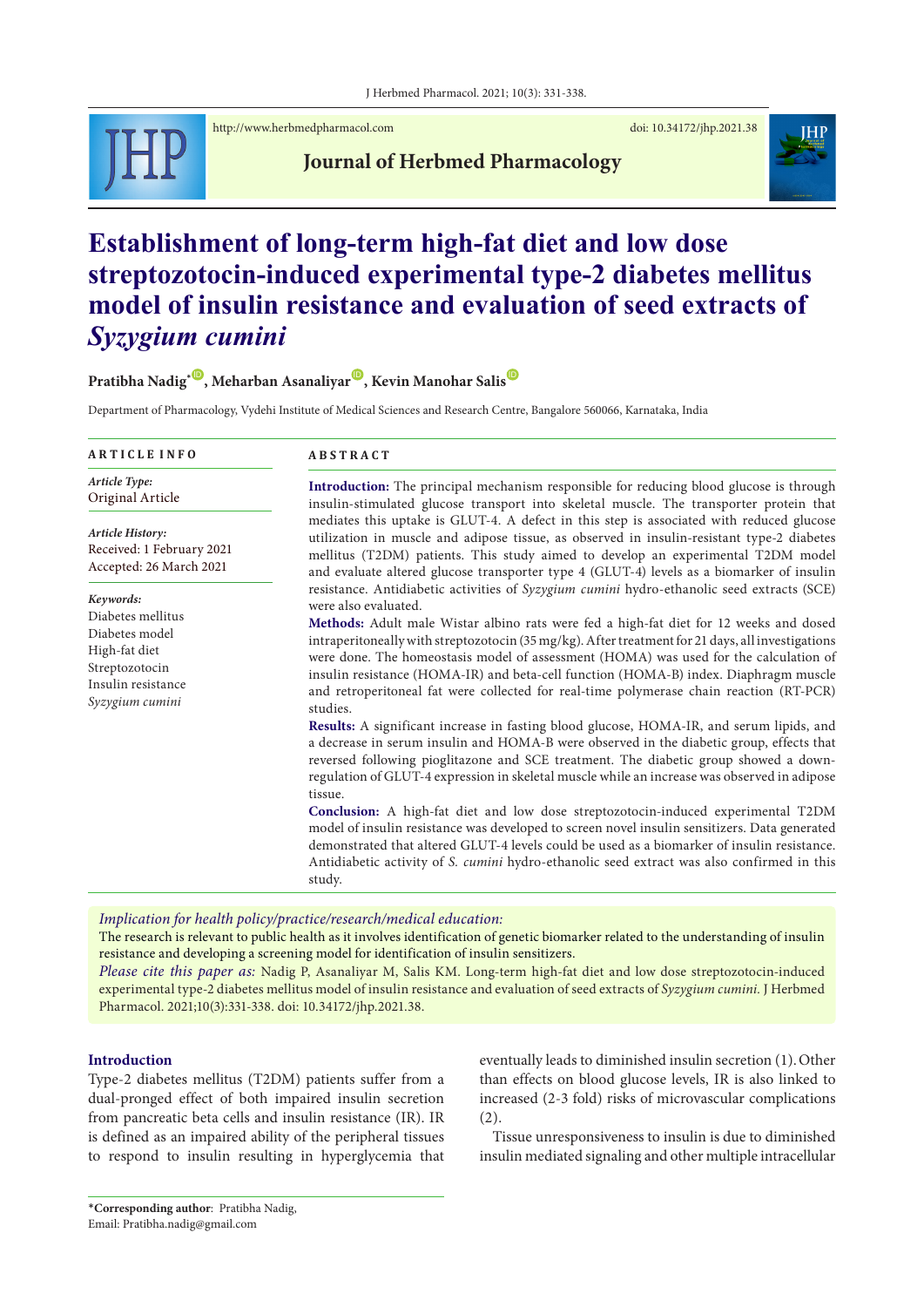Journal of Herbmed Pharmacology

http://www.herbmedpharmacol.com

doi: 10.34172/jhp.2021.38

# Establishment of long-term high-fat diet and low dose streptozotocin-induced experimental type-2 diabetes mellitus model of insulin resistance and evaluation of seed extracts of *Syzygium cumini*

**Pratibha Nadig*, Meharban Asanaliyar, Kevin Manohar Salis**

Department of Pharmacology, Vydehi Institute of Medical Sciences and Research Centre, Bangalore 560066, Karnataka, India

## ARTICLE INFO

*Article Type:*
Original Article

*Article History:*
Received: 1 February 2021
Accepted: 26 March 2021

*Keywords:*
Diabetes mellitus
Diabetes model
High-fat diet
Streptozotocin
Insulin resistance
*Syzygium cumini*

## ABSTRACT

**Introduction:** The principal mechanism responsible for reducing blood glucose is through insulin-stimulated glucose transport into skeletal muscle. The transporter protein that mediates this uptake is GLUT-4. A defect in this step is associated with reduced glucose utilization in muscle and adipose tissue, as observed in insulin-resistant type-2 diabetes mellitus (T2DM) patients. This study aimed to develop an experimental T2DM model and evaluate altered glucose transporter type 4 (GLUT-4) levels as a biomarker of insulin resistance. Antidiabetic activities of *Syzygium cumini* hydro-ethanolic seed extracts (SCE) were also evaluated.

**Methods:** Adult male Wistar albino rats were fed a high-fat diet for 12 weeks and dosed intraperitoneally with streptozotocin (35 mg/kg). After treatment for 21 days, all investigations were done. The homeostasis model of assessment (HOMA) was used for the calculation of insulin resistance (HOMA-IR) and beta-cell function (HOMA-B) index. Diaphragm muscle and retroperitoneal fat were collected for real-time polymerase chain reaction (RT-PCR) studies.

**Results:** A significant increase in fasting blood glucose, HOMA-IR, and serum lipids, and a decrease in serum insulin and HOMA-B were observed in the diabetic group, effects that reversed following pioglitazone and SCE treatment. The diabetic group showed a down-regulation of GLUT-4 expression in skeletal muscle while an increase was observed in adipose tissue.

**Conclusion:** A high-fat diet and low dose streptozotocin-induced experimental T2DM model of insulin resistance was developed to screen novel insulin sensitizers. Data generated demonstrated that altered GLUT-4 levels could be used as a biomarker of insulin resistance. Antidiabetic activity of *S. cumini* hydro-ethanolic seed extract was also confirmed in this study.

*Implication for health policy/practice/research/medical education:*
The research is relevant to public health as it involves identification of genetic biomarker related to the understanding of insulin resistance and developing a screening model for identification of insulin sensitizers.

*Please cite this paper as:* Nadig P, Asanaliyar M, Salis KM. Long-term high-fat diet and low dose streptozotocin-induced experimental type-2 diabetes mellitus model of insulin resistance and evaluation of seed extracts of *Syzygium cumini*. J Herbmed Pharmacol. 2021;10(3):331-338. doi: 10.34172/jhp.2021.38.

## Introduction

Type-2 diabetes mellitus (T2DM) patients suffer from a dual-pronged effect of both impaired insulin secretion from pancreatic beta cells and insulin resistance (IR). IR is defined as an impaired ability of the peripheral tissues to respond to insulin resulting in hyperglycemia that eventually leads to diminished insulin secretion (1). Other than effects on blood glucose levels, IR is also linked to increased (2-3 fold) risks of microvascular complications (2).

Tissue unresponsiveness to insulin is due to diminished insulin mediated signaling and other multiple intracellular

*Corresponding author: Pratibha Nadig,
Email: Pratibha.nadig@gmail.com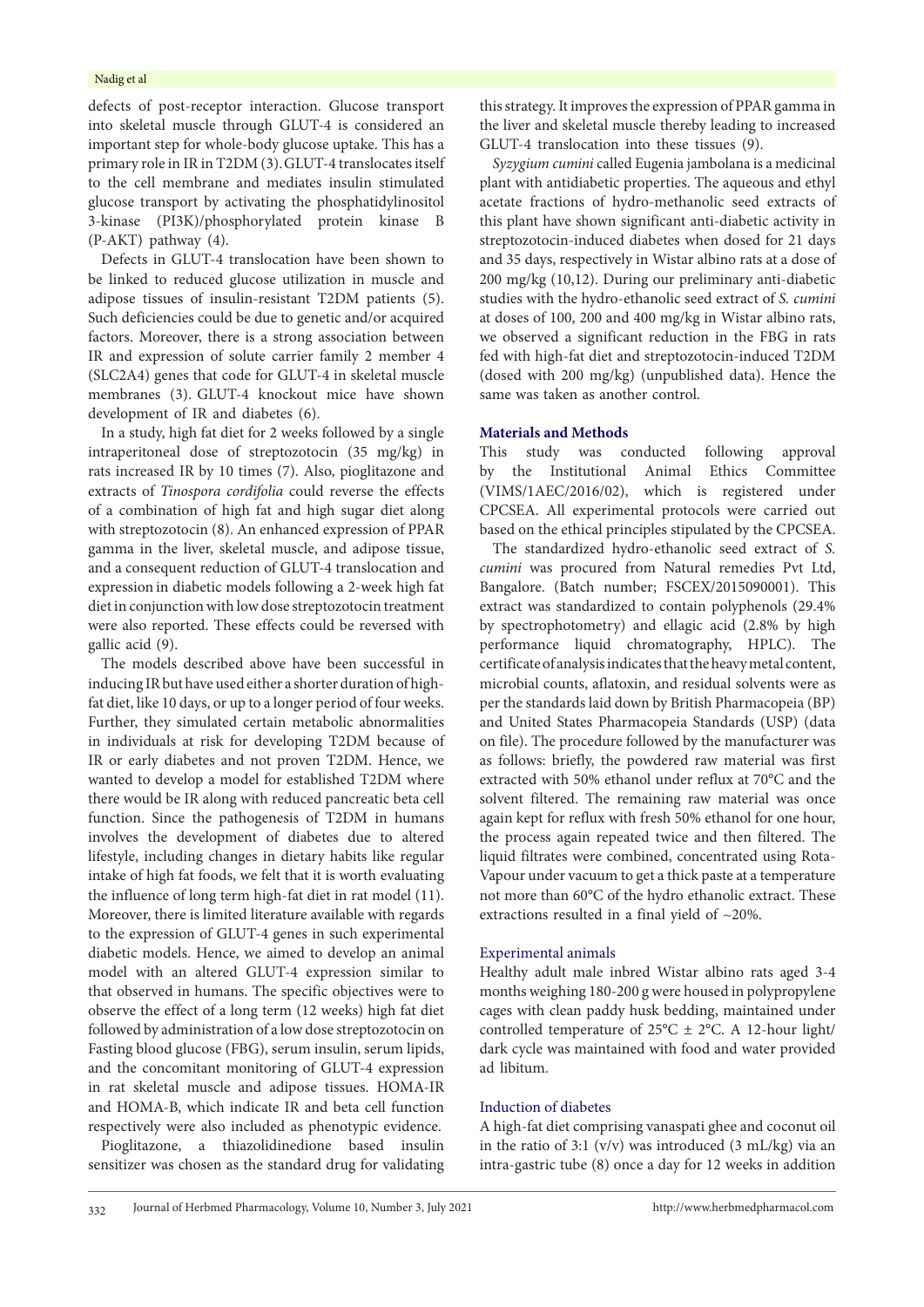defects of post-receptor interaction. Glucose transport into skeletal muscle through GLUT-4 is considered an important step for whole-body glucose uptake. This has a primary role in IR in T2DM (3). GLUT-4 translocates itself to the cell membrane and mediates insulin stimulated glucose transport by activating the phosphatidylinositol 3-kinase (PI3K)/phosphorylated protein kinase B (P-AKT) pathway (4).

Defects in GLUT-4 translocation have been shown to be linked to reduced glucose utilization in muscle and adipose tissues of insulin-resistant T2DM patients (5). Such deficiencies could be due to genetic and/or acquired factors. Moreover, there is a strong association between IR and expression of solute carrier family 2 member 4 (SLC2A4) genes that code for GLUT-4 in skeletal muscle membranes (3). GLUT-4 knockout mice have shown development of IR and diabetes (6).

In a study, high fat diet for 2 weeks followed by a single intraperitoneal dose of streptozotocin (35 mg/kg) in rats increased IR by 10 times (7). Also, pioglitazone and extracts of *Tinospora cordifolia* could reverse the effects of a combination of high fat and high sugar diet along with streptozotocin (8). An enhanced expression of PPAR gamma in the liver, skeletal muscle, and adipose tissue, and a consequent reduction of GLUT-4 translocation and expression in diabetic models following a 2-week high fat diet in conjunction with low dose streptozotocin treatment were also reported. These effects could be reversed with gallic acid (9).

The models described above have been successful in inducing IR but have used either a shorter duration of high-fat diet, like 10 days, or up to a longer period of four weeks. Further, they simulated certain metabolic abnormalities in individuals at risk for developing T2DM because of IR or early diabetes and not proven T2DM. Hence, we wanted to develop a model for established T2DM where there would be IR along with reduced pancreatic beta cell function. Since the pathogenesis of T2DM in humans involves the development of diabetes due to altered lifestyle, including changes in dietary habits like regular intake of high fat foods, we felt that it is worth evaluating the influence of long term high-fat diet in rat model (11). Moreover, there is limited literature available with regards to the expression of GLUT-4 genes in such experimental diabetic models. Hence, we aimed to develop an animal model with an altered GLUT-4 expression similar to that observed in humans. The specific objectives were to observe the effect of a long term (12 weeks) high fat diet followed by administration of a low dose streptozotocin on Fasting blood glucose (FBG), serum insulin, serum lipids, and the concomitant monitoring of GLUT-4 expression in rat skeletal muscle and adipose tissues. HOMA-IR and HOMA-B, which indicate IR and beta cell function respectively were also included as phenotypic evidence.

Pioglitazone, a thiazolidinedione based insulin sensitizer was chosen as the standard drug for validating this strategy. It improves the expression of PPAR gamma in the liver and skeletal muscle thereby leading to increased GLUT-4 translocation into these tissues (9).

*Syzygium cumini* called Eugenia jambolana is a medicinal plant with antidiabetic properties. The aqueous and ethyl acetate fractions of hydro-methanolic seed extracts of this plant have shown significant anti-diabetic activity in streptozotocin-induced diabetes when dosed for 21 days and 35 days, respectively in Wistar albino rats at a dose of 200 mg/kg (10,12). During our preliminary anti-diabetic studies with the hydro-ethanolic seed extract of *S. cumini* at doses of 100, 200 and 400 mg/kg in Wistar albino rats, we observed a significant reduction in the FBG in rats fed with high-fat diet and streptozotocin-induced T2DM (dosed with 200 mg/kg) (unpublished data). Hence the same was taken as another control.

## Materials and Methods

This study was conducted following approval by the Institutional Animal Ethics Committee (VIMS/1AEC/2016/02), which is registered under CPCSEA. All experimental protocols were carried out based on the ethical principles stipulated by the CPCSEA.

The standardized hydro-ethanolic seed extract of *S. cumini* was procured from Natural remedies Pvt Ltd, Bangalore. (Batch number; FSCEX/2015090001). This extract was standardized to contain polyphenols (29.4% by spectrophotometry) and ellagic acid (2.8% by high performance liquid chromatography, HPLC). The certificate of analysis indicates that the heavy metal content, microbial counts, aflatoxin, and residual solvents were as per the standards laid down by British Pharmacopeia (BP) and United States Pharmacopeia Standards (USP) (data on file). The procedure followed by the manufacturer was as follows: briefly, the powdered raw material was first extracted with 50% ethanol under reflux at 70°C and the solvent filtered. The remaining raw material was once again kept for reflux with fresh 50% ethanol for one hour, the process again repeated twice and then filtered. The liquid filtrates were combined, concentrated using Rota-Vapour under vacuum to get a thick paste at a temperature not more than 60°C of the hydro ethanolic extract. These extractions resulted in a final yield of ~20%.

### Experimental animals

Healthy adult male inbred Wistar albino rats aged 3-4 months weighing 180-200 g were housed in polypropylene cages with clean paddy husk bedding, maintained under controlled temperature of 25°C ± 2°C. A 12-hour light/dark cycle was maintained with food and water provided ad libitum.

### Induction of diabetes

A high-fat diet comprising vanaspati ghee and coconut oil in the ratio of 3:1 (v/v) was introduced (3 mL/kg) via an intra-gastric tube (8) once a day for 12 weeks in addition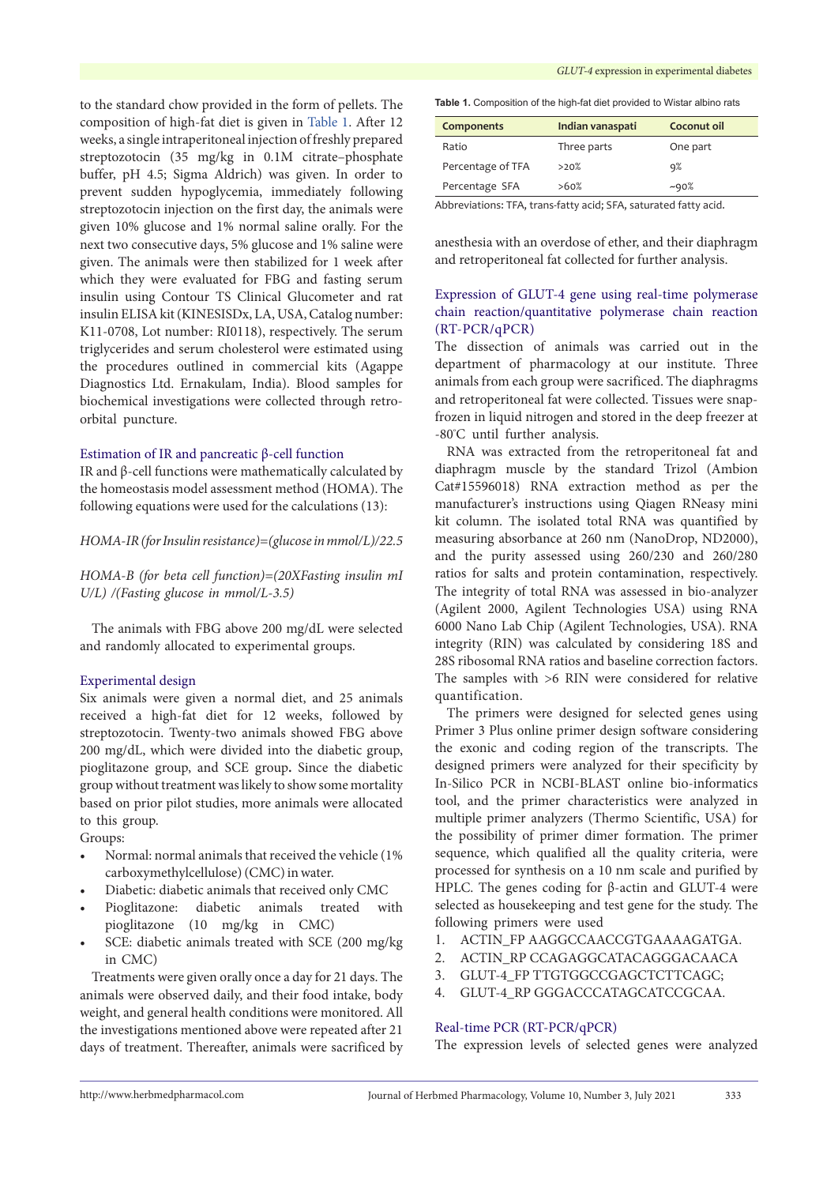to the standard chow provided in the form of pellets. The composition of high-fat diet is given in Table 1. After 12 weeks, a single intraperitoneal injection of freshly prepared streptozotocin (35 mg/kg in 0.1M citrate–phosphate buffer, pH 4.5; Sigma Aldrich) was given. In order to prevent sudden hypoglycemia, immediately following streptozotocin injection on the first day, the animals were given 10% glucose and 1% normal saline orally. For the next two consecutive days, 5% glucose and 1% saline were given. The animals were then stabilized for 1 week after which they were evaluated for FBG and fasting serum insulin using Contour TS Clinical Glucometer and rat insulin ELISA kit (KINESISDx, LA, USA, Catalog number: K11-0708, Lot number: RI0118), respectively. The serum triglycerides and serum cholesterol were estimated using the procedures outlined in commercial kits (Agappe Diagnostics Ltd. Ernakulam, India). Blood samples for biochemical investigations were collected through retro-orbital puncture.

### Estimation of IR and pancreatic β-cell function

IR and β-cell functions were mathematically calculated by the homeostasis model assessment method (HOMA). The following equations were used for the calculations (13):

*HOMA-IR (for Insulin resistance)=(glucose in mmol/L)/22.5*

*HOMA-B (for beta cell function)=(20XFasting insulin mI U/L) /(Fasting glucose in mmol/L-3.5)*

The animals with FBG above 200 mg/dL were selected and randomly allocated to experimental groups.

### Experimental design

Six animals were given a normal diet, and 25 animals received a high-fat diet for 12 weeks, followed by streptozotocin. Twenty-two animals showed FBG above 200 mg/dL, which were divided into the diabetic group, pioglitazone group, and SCE group**.** Since the diabetic group without treatment was likely to show some mortality based on prior pilot studies, more animals were allocated to this group.

Groups:

- Normal: normal animals that received the vehicle (1% carboxymethylcellulose) (CMC) in water.
- Diabetic: diabetic animals that received only CMC
- Pioglitazone: diabetic animals treated with pioglitazone (10 mg/kg in CMC)
- SCE: diabetic animals treated with SCE (200 mg/kg in CMC)

Treatments were given orally once a day for 21 days. The animals were observed daily, and their food intake, body weight, and general health conditions were monitored. All the investigations mentioned above were repeated after 21 days of treatment. Thereafter, animals were sacrificed by anesthesia with an overdose of ether, and their diaphragm and retroperitoneal fat collected for further analysis.

**Table 1.** Composition of the high-fat diet provided to Wistar albino rats

| Components | Indian vanaspati | Coconut oil |
|---|---|---|
| Ratio | Three parts | One part |
| Percentage of TFA | >20% | 9% |
| Percentage SFA | >60% | ~90% |

Abbreviations: TFA, trans-fatty acid; SFA, saturated fatty acid.

### Expression of GLUT-4 gene using real-time polymerase chain reaction/quantitative polymerase chain reaction (RT-PCR/qPCR)

The dissection of animals was carried out in the department of pharmacology at our institute. Three animals from each group were sacrificed. The diaphragms and retroperitoneal fat were collected. Tissues were snap-frozen in liquid nitrogen and stored in the deep freezer at -80°C until further analysis.

RNA was extracted from the retroperitoneal fat and diaphragm muscle by the standard Trizol (Ambion Cat#15596018) RNA extraction method as per the manufacturer's instructions using Qiagen RNeasy mini kit column. The isolated total RNA was quantified by measuring absorbance at 260 nm (NanoDrop, ND2000), and the purity assessed using 260/230 and 260/280 ratios for salts and protein contamination, respectively. The integrity of total RNA was assessed in bio-analyzer (Agilent 2000, Agilent Technologies USA) using RNA 6000 Nano Lab Chip (Agilent Technologies, USA). RNA integrity (RIN) was calculated by considering 18S and 28S ribosomal RNA ratios and baseline correction factors. The samples with >6 RIN were considered for relative quantification.

The primers were designed for selected genes using Primer 3 Plus online primer design software considering the exonic and coding region of the transcripts. The designed primers were analyzed for their specificity by In-Silico PCR in NCBI-BLAST online bio-informatics tool, and the primer characteristics were analyzed in multiple primer analyzers (Thermo Scientific, USA) for the possibility of primer dimer formation. The primer sequence, which qualified all the quality criteria, were processed for synthesis on a 10 nm scale and purified by HPLC. The genes coding for β-actin and GLUT-4 were selected as housekeeping and test gene for the study. The following primers were used

1. ACTIN_FP AAGGCCAACCGTGAAAAGATGA.
2. ACTIN_RP CCAGAGGCATACAGGGACAACA
3. GLUT-4_FP TTGTGGCCGAGCTCTTCAGC;
4. GLUT-4_RP GGGACCCATAGCATCCGCAA.

### Real-time PCR (RT-PCR/qPCR)

The expression levels of selected genes were analyzed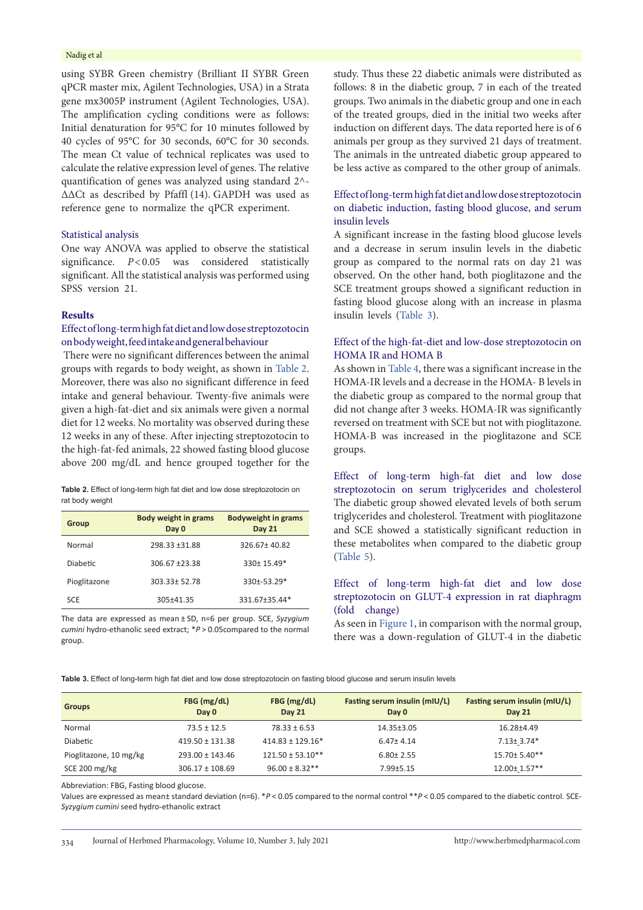using SYBR Green chemistry (Brilliant II SYBR Green qPCR master mix, Agilent Technologies, USA) in a Strata gene mx3005P instrument (Agilent Technologies, USA). The amplification cycling conditions were as follows: Initial denaturation for 95°C for 10 minutes followed by 40 cycles of 95°C for 30 seconds, 60°C for 30 seconds. The mean Ct value of technical replicates was used to calculate the relative expression level of genes. The relative quantification of genes was analyzed using standard $2^{-\Delta\Delta Ct}$ as described by Pfaffl (14). GAPDH was used as reference gene to normalize the qPCR experiment.

### Statistical analysis

One way ANOVA was applied to observe the statistical significance. $P<0.05$ was considered statistically significant. All the statistical analysis was performed using SPSS version 21.

## Results

### Effect of long-term high fat diet and low dose streptozotocin on body weight, feed intake and general behaviour

There were no significant differences between the animal groups with regards to body weight, as shown in Table 2. Moreover, there was also no significant difference in feed intake and general behaviour. Twenty-five animals were given a high-fat-diet and six animals were given a normal diet for 12 weeks. No mortality was observed during these 12 weeks in any of these. After injecting streptozotocin to the high-fat-fed animals, 22 showed fasting blood glucose above 200 mg/dL and hence grouped together for the study. Thus these 22 diabetic animals were distributed as follows: 8 in the diabetic group, 7 in each of the treated groups. Two animals in the diabetic group and one in each of the treated groups, died in the initial two weeks after induction on different days. The data reported here is of 6 animals per group as they survived 21 days of treatment. The animals in the untreated diabetic group appeared to be less active as compared to the other group of animals.

**Table 2.** Effect of long-term high fat diet and low dose streptozotocin on rat body weight

| Group | Body weight in grams Day 0 | Bodyweight in grams Day 21 |
|---|---|---|
| Normal | 298.33 ±31.88 | 326.67± 40.82 |
| Diabetic | 306.67 ±23.38 | 330± 15.49* |
| Pioglitazone | 303.33± 52.78 | 330±-53.29* |
| SCE | 305±41.35 | 331.67±35.44* |

The data are expressed as mean ± SD, n=6 per group. SCE, *Syzygium cumini* hydro-ethanolic seed extract; *$P>0.05$compared to the normal group.

### Effect of long-term high fat diet and low dose streptozotocin on diabetic induction, fasting blood glucose, and serum insulin levels

A significant increase in the fasting blood glucose levels and a decrease in serum insulin levels in the diabetic group as compared to the normal rats on day 21 was observed. On the other hand, both pioglitazone and the SCE treatment groups showed a significant reduction in fasting blood glucose along with an increase in plasma insulin levels (Table 3).

### Effect of the high-fat-diet and low-dose streptozotocin on HOMA IR and HOMA B

As shown in Table 4, there was a significant increase in the HOMA-IR levels and a decrease in the HOMA- B levels in the diabetic group as compared to the normal group that did not change after 3 weeks. HOMA-IR was significantly reversed on treatment with SCE but not with pioglitazone. HOMA-B was increased in the pioglitazone and SCE groups.

### Effect of long-term high-fat diet and low dose streptozotocin on serum triglycerides and cholesterol

The diabetic group showed elevated levels of both serum triglycerides and cholesterol. Treatment with pioglitazone and SCE showed a statistically significant reduction in these metabolites when compared to the diabetic group (Table 5).

### Effect of long-term high-fat diet and low dose streptozotocin on GLUT-4 expression in rat diaphragm (fold change)

As seen in Figure 1, in comparison with the normal group, there was a down-regulation of GLUT-4 in the diabetic

**Table 3.** Effect of long-term high fat diet and low dose streptozotocin on fasting blood glucose and serum insulin levels

| Groups | FBG (mg/dL) Day 0 | FBG (mg/dL) Day 21 | Fasting serum insulin (mIU/L) Day 0 | Fasting serum insulin (mIU/L) Day 21 |
|---|---|---|---|---|
| Normal | 73.5 ± 12.5 | 78.33 ± 6.53 | 14.35±3.05 | 16.28±4.49 |
| Diabetic | 419.50 ± 131.38 | 414.83 ± 129.16* | 6.47± 4.14 | 7.13± 3.74* |
| Pioglitazone, 10 mg/kg | 293.00 ± 143.46 | 121.50 ± 53.10** | 6.80± 2.55 | 15.70± 5.40** |
| SCE 200 mg/kg | 306.17 ± 108.69 | 96.00 ± 8.32** | 7.99±5.15 | 12.00± 1.57** |

Abbreviation: FBG, Fasting blood glucose.

Values are expressed as mean± standard deviation (n=6). *$P<0.05$ compared to the normal control **$P<0.05$ compared to the diabetic control. SCE- *Syzygium cumini* seed hydro-ethanolic extract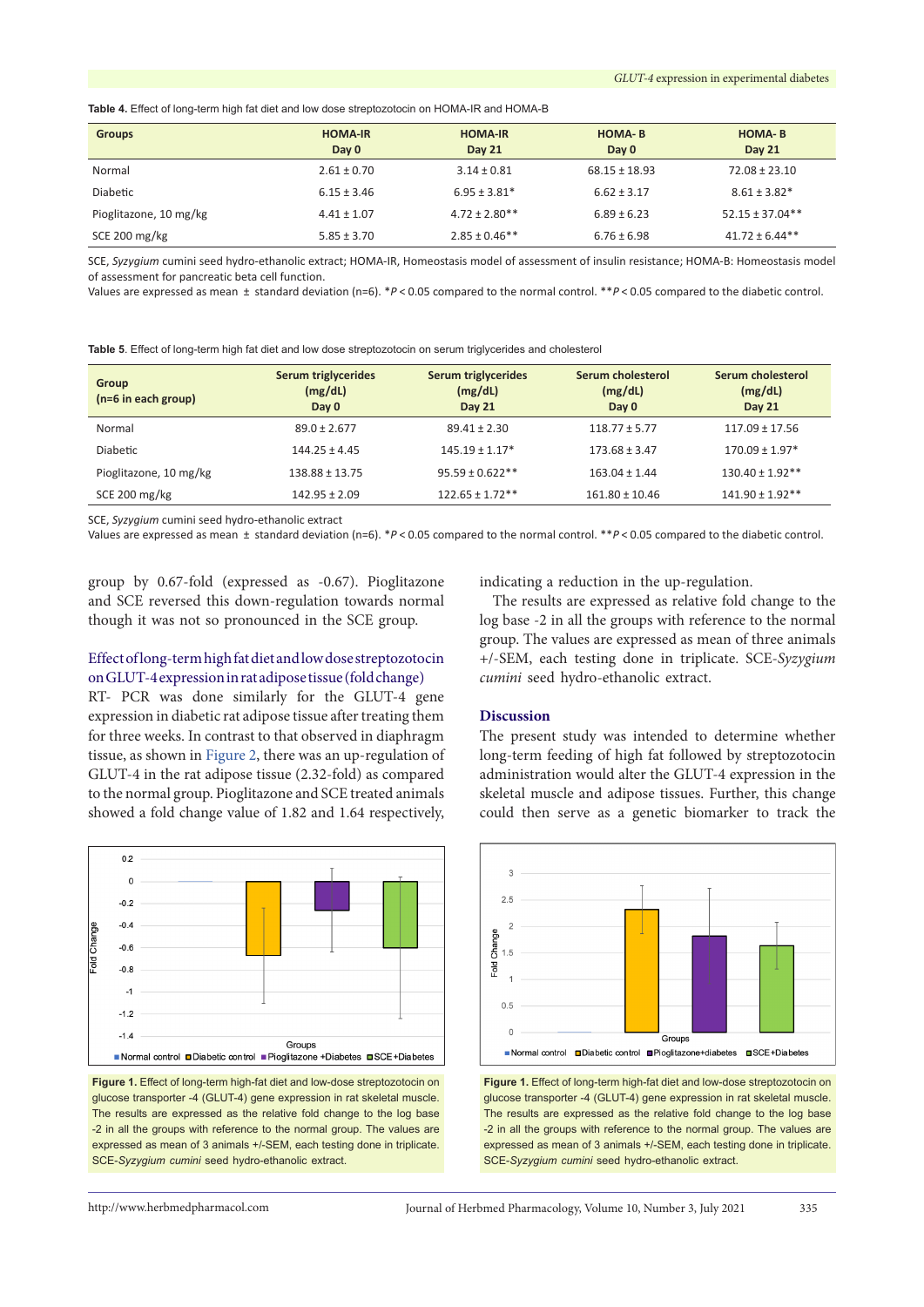**Table 4.** Effect of long-term high fat diet and low dose streptozotocin on HOMA-IR and HOMA-B

| Groups | HOMA-IR Day 0 | HOMA-IR Day 21 | HOMA- B Day 0 | HOMA- B Day 21 |
|---|---|---|---|---|
| Normal | 2.61 ± 0.70 | 3.14 ± 0.81 | 68.15 ± 18.93 | 72.08 ± 23.10 |
| Diabetic | 6.15 ± 3.46 | 6.95 ± 3.81* | 6.62 ± 3.17 | 8.61 ± 3.82* |
| Pioglitazone, 10 mg/kg | 4.41 ± 1.07 | 4.72 ± 2.80** | 6.89 ± 6.23 | 52.15 ± 37.04** |
| SCE 200 mg/kg | 5.85 ± 3.70 | 2.85 ± 0.46** | 6.76 ± 6.98 | 41.72 ± 6.44** |

SCE, *Syzygium* cumini seed hydro-ethanolic extract; HOMA-IR, Homeostasis model of assessment of insulin resistance; HOMA-B: Homeostasis model of assessment for pancreatic beta cell function.
Values are expressed as mean ± standard deviation (n=6). *$P < 0.05$ compared to the normal control. **$P < 0.05$ compared to the diabetic control.

**Table 5**. Effect of long-term high fat diet and low dose streptozotocin on serum triglycerides and cholesterol

| Group (n=6 in each group) | Serum triglycerides (mg/dL) Day 0 | Serum triglycerides (mg/dL) Day 21 | Serum cholesterol (mg/dL) Day 0 | Serum cholesterol (mg/dL) Day 21 |
|---|---|---|---|---|
| Normal | 89.0 ± 2.677 | 89.41 ± 2.30 | 118.77 ± 5.77 | 117.09 ± 17.56 |
| Diabetic | 144.25 ± 4.45 | 145.19 ± 1.17* | 173.68 ± 3.47 | 170.09 ± 1.97* |
| Pioglitazone, 10 mg/kg | 138.88 ± 13.75 | 95.59 ± 0.622** | 163.04 ± 1.44 | 130.40 ± 1.92** |
| SCE 200 mg/kg | 142.95 ± 2.09 | 122.65 ± 1.72** | 161.80 ± 10.46 | 141.90 ± 1.92** |

SCE, *Syzygium* cumini seed hydro-ethanolic extract
Values are expressed as mean ± standard deviation (n=6). *$P < 0.05$ compared to the normal control. **$P < 0.05$ compared to the diabetic control.

group by 0.67-fold (expressed as -0.67). Pioglitazone and SCE reversed this down-regulation towards normal though it was not so pronounced in the SCE group.

### Effect of long-term high fat diet and low dose streptozotocin on GLUT-4 expression in rat adipose tissue (fold change)

RT- PCR was done similarly for the GLUT-4 gene expression in diabetic rat adipose tissue after treating them for three weeks. In contrast to that observed in diaphragm tissue, as shown in Figure 2, there was an up-regulation of GLUT-4 in the rat adipose tissue (2.32-fold) as compared to the normal group. Pioglitazone and SCE treated animals showed a fold change value of 1.82 and 1.64 respectively, indicating a reduction in the up-regulation.

The results are expressed as relative fold change to the log base -2 in all the groups with reference to the normal group. The values are expressed as mean of three animals +/-SEM, each testing done in triplicate. SCE-*Syzygium cumini* seed hydro-ethanolic extract.

## Discussion

The present study was intended to determine whether long-term feeding of high fat followed by streptozotocin administration would alter the GLUT-4 expression in the skeletal muscle and adipose tissues. Further, this change could then serve as a genetic biomarker to track the

**Figure 1.** Effect of long-term high-fat diet and low-dose streptozotocin on glucose transporter -4 (GLUT-4) gene expression in rat skeletal muscle. The results are expressed as the relative fold change to the log base -2 in all the groups with reference to the normal group. The values are expressed as mean of 3 animals +/-SEM, each testing done in triplicate. SCE-*Syzygium cumini* seed hydro-ethanolic extract.

**Figure 1.** Effect of long-term high-fat diet and low-dose streptozotocin on glucose transporter -4 (GLUT-4) gene expression in rat skeletal muscle. The results are expressed as the relative fold change to the log base -2 in all the groups with reference to the normal group. The values are expressed as mean of 3 animals +/-SEM, each testing done in triplicate. SCE-*Syzygium cumini* seed hydro-ethanolic extract.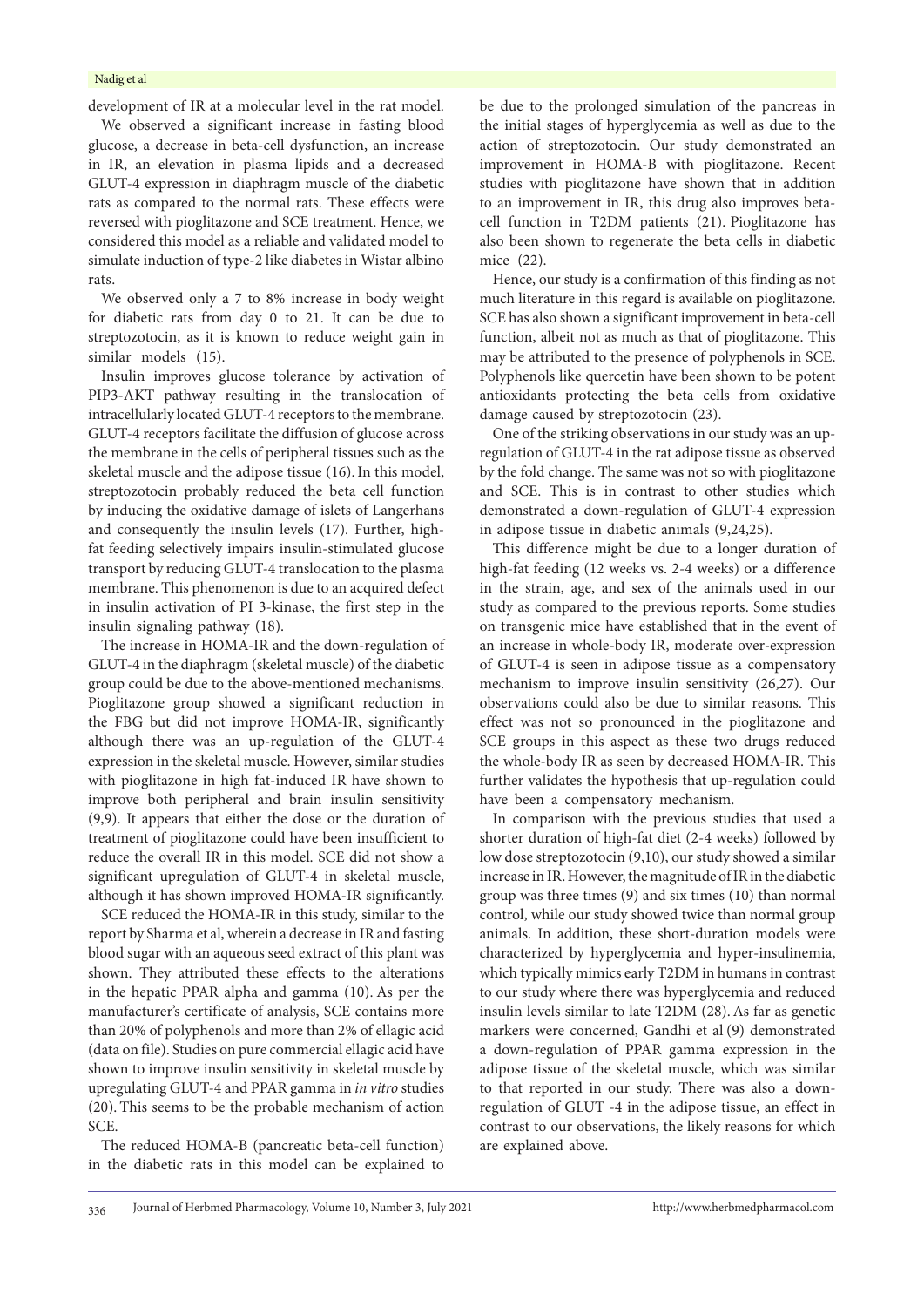development of IR at a molecular level in the rat model.

We observed a significant increase in fasting blood glucose, a decrease in beta-cell dysfunction, an increase in IR, an elevation in plasma lipids and a decreased GLUT-4 expression in diaphragm muscle of the diabetic rats as compared to the normal rats. These effects were reversed with pioglitazone and SCE treatment. Hence, we considered this model as a reliable and validated model to simulate induction of type-2 like diabetes in Wistar albino rats.

We observed only a 7 to 8% increase in body weight for diabetic rats from day 0 to 21. It can be due to streptozotocin, as it is known to reduce weight gain in similar models (15).

Insulin improves glucose tolerance by activation of PIP3-AKT pathway resulting in the translocation of intracellularly located GLUT-4 receptors to the membrane. GLUT-4 receptors facilitate the diffusion of glucose across the membrane in the cells of peripheral tissues such as the skeletal muscle and the adipose tissue (16). In this model, streptozotocin probably reduced the beta cell function by inducing the oxidative damage of islets of Langerhans and consequently the insulin levels (17). Further, high-fat feeding selectively impairs insulin-stimulated glucose transport by reducing GLUT-4 translocation to the plasma membrane. This phenomenon is due to an acquired defect in insulin activation of PI 3-kinase, the first step in the insulin signaling pathway (18).

The increase in HOMA-IR and the down-regulation of GLUT-4 in the diaphragm (skeletal muscle) of the diabetic group could be due to the above-mentioned mechanisms. Pioglitazone group showed a significant reduction in the FBG but did not improve HOMA-IR, significantly although there was an up-regulation of the GLUT-4 expression in the skeletal muscle. However, similar studies with pioglitazone in high fat-induced IR have shown to improve both peripheral and brain insulin sensitivity (9,9). It appears that either the dose or the duration of treatment of pioglitazone could have been insufficient to reduce the overall IR in this model. SCE did not show a significant upregulation of GLUT-4 in skeletal muscle, although it has shown improved HOMA-IR significantly.

SCE reduced the HOMA-IR in this study, similar to the report by Sharma et al, wherein a decrease in IR and fasting blood sugar with an aqueous seed extract of this plant was shown. They attributed these effects to the alterations in the hepatic PPAR alpha and gamma (10). As per the manufacturer's certificate of analysis, SCE contains more than 20% of polyphenols and more than 2% of ellagic acid (data on file). Studies on pure commercial ellagic acid have shown to improve insulin sensitivity in skeletal muscle by upregulating GLUT-4 and PPAR gamma in *in vitro* studies (20). This seems to be the probable mechanism of action SCE.

The reduced HOMA-B (pancreatic beta-cell function) in the diabetic rats in this model can be explained to be due to the prolonged simulation of the pancreas in the initial stages of hyperglycemia as well as due to the action of streptozotocin. Our study demonstrated an improvement in HOMA-B with pioglitazone. Recent studies with pioglitazone have shown that in addition to an improvement in IR, this drug also improves beta-cell function in T2DM patients (21). Pioglitazone has also been shown to regenerate the beta cells in diabetic mice (22).

Hence, our study is a confirmation of this finding as not much literature in this regard is available on pioglitazone. SCE has also shown a significant improvement in beta-cell function, albeit not as much as that of pioglitazone. This may be attributed to the presence of polyphenols in SCE. Polyphenols like quercetin have been shown to be potent antioxidants protecting the beta cells from oxidative damage caused by streptozotocin (23).

One of the striking observations in our study was an up-regulation of GLUT-4 in the rat adipose tissue as observed by the fold change. The same was not so with pioglitazone and SCE. This is in contrast to other studies which demonstrated a down-regulation of GLUT-4 expression in adipose tissue in diabetic animals (9,24,25).

This difference might be due to a longer duration of high-fat feeding (12 weeks vs. 2-4 weeks) or a difference in the strain, age, and sex of the animals used in our study as compared to the previous reports. Some studies on transgenic mice have established that in the event of an increase in whole-body IR, moderate over-expression of GLUT-4 is seen in adipose tissue as a compensatory mechanism to improve insulin sensitivity (26,27). Our observations could also be due to similar reasons. This effect was not so pronounced in the pioglitazone and SCE groups in this aspect as these two drugs reduced the whole-body IR as seen by decreased HOMA-IR. This further validates the hypothesis that up-regulation could have been a compensatory mechanism.

In comparison with the previous studies that used a shorter duration of high-fat diet (2-4 weeks) followed by low dose streptozotocin (9,10), our study showed a similar increase in IR. However, the magnitude of IR in the diabetic group was three times (9) and six times (10) than normal control, while our study showed twice than normal group animals. In addition, these short-duration models were characterized by hyperglycemia and hyper-insulinemia, which typically mimics early T2DM in humans in contrast to our study where there was hyperglycemia and reduced insulin levels similar to late T2DM (28). As far as genetic markers were concerned, Gandhi et al (9) demonstrated a down-regulation of PPAR gamma expression in the adipose tissue of the skeletal muscle, which was similar to that reported in our study. There was also a down-regulation of GLUT -4 in the adipose tissue, an effect in contrast to our observations, the likely reasons for which are explained above.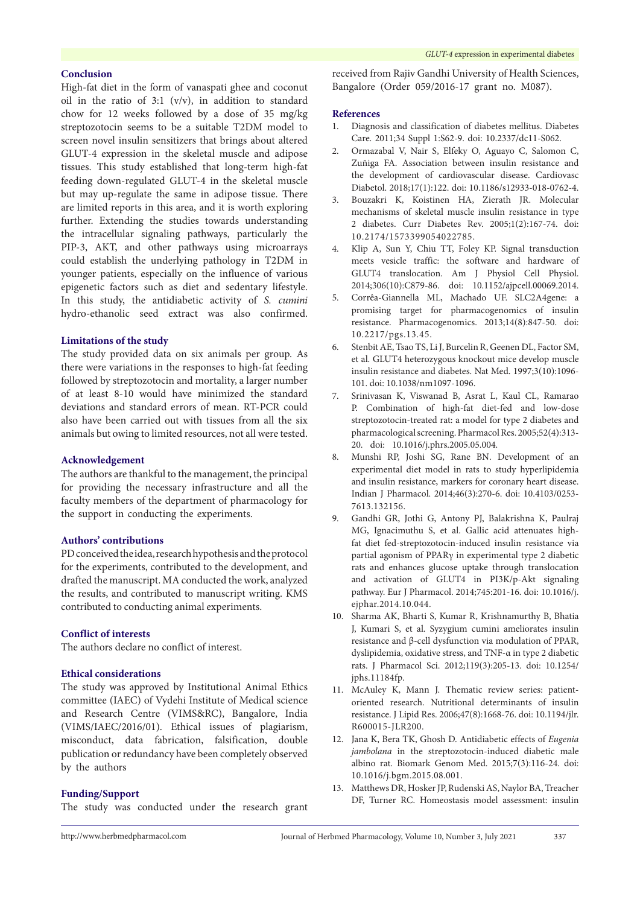## Conclusion

High-fat diet in the form of vanaspati ghee and coconut oil in the ratio of 3:1 (v/v), in addition to standard chow for 12 weeks followed by a dose of 35 mg/kg streptozotocin seems to be a suitable T2DM model to screen novel insulin sensitizers that brings about altered GLUT-4 expression in the skeletal muscle and adipose tissues. This study established that long-term high-fat feeding down-regulated GLUT-4 in the skeletal muscle but may up-regulate the same in adipose tissue. There are limited reports in this area, and it is worth exploring further. Extending the studies towards understanding the intracellular signaling pathways, particularly the PIP-3, AKT, and other pathways using microarrays could establish the underlying pathology in T2DM in younger patients, especially on the influence of various epigenetic factors such as diet and sedentary lifestyle. In this study, the antidiabetic activity of *S. cumini* hydro-ethanolic seed extract was also confirmed.

## Limitations of the study

The study provided data on six animals per group. As there were variations in the responses to high-fat feeding followed by streptozotocin and mortality, a larger number of at least 8-10 would have minimized the standard deviations and standard errors of mean. RT-PCR could also have been carried out with tissues from all the six animals but owing to limited resources, not all were tested.

## Acknowledgement

The authors are thankful to the management, the principal for providing the necessary infrastructure and all the faculty members of the department of pharmacology for the support in conducting the experiments.

## Authors' contributions

PD conceived the idea, research hypothesis and the protocol for the experiments, contributed to the development, and drafted the manuscript. MA conducted the work, analyzed the results, and contributed to manuscript writing. KMS contributed to conducting animal experiments.

## Conflict of interests

The authors declare no conflict of interest.

## Ethical considerations

The study was approved by Institutional Animal Ethics committee (IAEC) of Vydehi Institute of Medical science and Research Centre (VIMS&RC), Bangalore, India (VIMS/IAEC/2016/01). Ethical issues of plagiarism, misconduct, data fabrication, falsification, double publication or redundancy have been completely observed by the authors

## Funding/Support

The study was conducted under the research grant received from Rajiv Gandhi University of Health Sciences, Bangalore (Order 059/2016-17 grant no. M087).

## References

1. Diagnosis and classification of diabetes mellitus. Diabetes Care. 2011;34 Suppl 1:S62-9. doi: 10.2337/dc11-S062.
2. Ormazabal V, Nair S, Elfeky O, Aguayo C, Salomon C, Zuñiga FA. Association between insulin resistance and the development of cardiovascular disease. Cardiovasc Diabetol. 2018;17(1):122. doi: 10.1186/s12933-018-0762-4.
3. Bouzakri K, Koistinen HA, Zierath JR. Molecular mechanisms of skeletal muscle insulin resistance in type 2 diabetes. Curr Diabetes Rev. 2005;1(2):167-74. doi: 10.2174/1573399054022785.
4. Klip A, Sun Y, Chiu TT, Foley KP. Signal transduction meets vesicle traffic: the software and hardware of GLUT4 translocation. Am J Physiol Cell Physiol. 2014;306(10):C879-86. doi: 10.1152/ajpcell.00069.2014.
5. Corrêa-Giannella ML, Machado UF. SLC2A4gene: a promising target for pharmacogenomics of insulin resistance. Pharmacogenomics. 2013;14(8):847-50. doi: 10.2217/pgs.13.45.
6. Stenbit AE, Tsao TS, Li J, Burcelin R, Geenen DL, Factor SM, et al. GLUT4 heterozygous knockout mice develop muscle insulin resistance and diabetes. Nat Med. 1997;3(10):1096-101. doi: 10.1038/nm1097-1096.
7. Srinivasan K, Viswanad B, Asrat L, Kaul CL, Ramarao P. Combination of high-fat diet-fed and low-dose streptozotocin-treated rat: a model for type 2 diabetes and pharmacological screening. Pharmacol Res. 2005;52(4):313-20. doi: 10.1016/j.phrs.2005.05.004.
8. Munshi RP, Joshi SG, Rane BN. Development of an experimental diet model in rats to study hyperlipidemia and insulin resistance, markers for coronary heart disease. Indian J Pharmacol. 2014;46(3):270-6. doi: 10.4103/0253-7613.132156.
9. Gandhi GR, Jothi G, Antony PJ, Balakrishna K, Paulraj MG, Ignacimuthu S, et al. Gallic acid attenuates high-fat diet fed-streptozotocin-induced insulin resistance via partial agonism of PPARγ in experimental type 2 diabetic rats and enhances glucose uptake through translocation and activation of GLUT4 in PI3K/p-Akt signaling pathway. Eur J Pharmacol. 2014;745:201-16. doi: 10.1016/j.ejphar.2014.10.044.
10. Sharma AK, Bharti S, Kumar R, Krishnamurthy B, Bhatia J, Kumari S, et al. Syzygium cumini ameliorates insulin resistance and β-cell dysfunction via modulation of PPAR, dyslipidemia, oxidative stress, and TNF-α in type 2 diabetic rats. J Pharmacol Sci. 2012;119(3):205-13. doi: 10.1254/jphs.11184fp.
11. McAuley K, Mann J. Thematic review series: patient-oriented research. Nutritional determinants of insulin resistance. J Lipid Res. 2006;47(8):1668-76. doi: 10.1194/jlr.R600015-JLR200.
12. Jana K, Bera TK, Ghosh D. Antidiabetic effects of *Eugenia jambolana* in the streptozotocin-induced diabetic male albino rat. Biomark Genom Med. 2015;7(3):116-24. doi: 10.1016/j.bgm.2015.08.001.
13. Matthews DR, Hosker JP, Rudenski AS, Naylor BA, Treacher DF, Turner RC. Homeostasis model assessment: insulin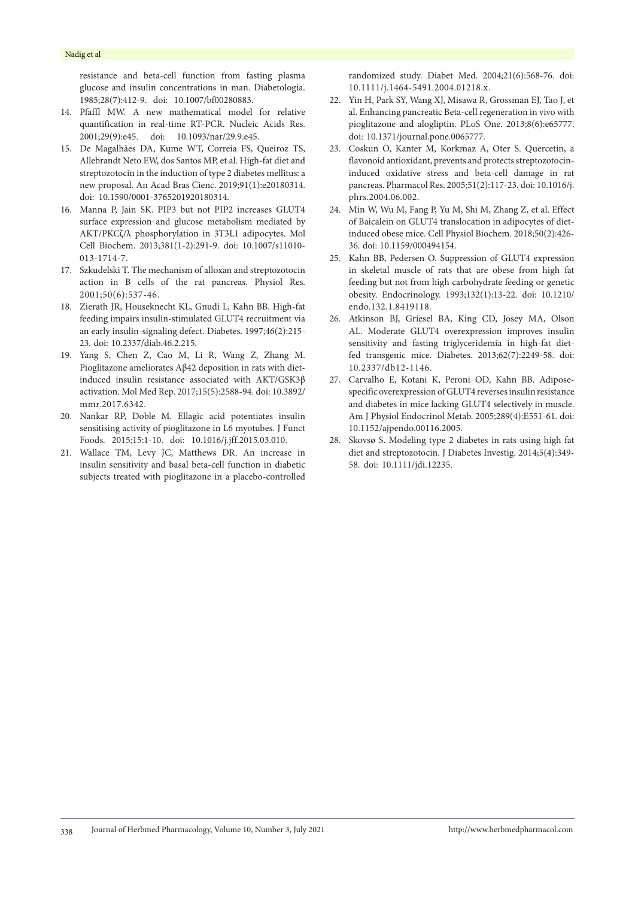resistance and beta-cell function from fasting plasma glucose and insulin concentrations in man. Diabetologia. 1985;28(7):412-9. doi: 10.1007/bf00280883.

14. Pfaffl MW. A new mathematical model for relative quantification in real-time RT-PCR. Nucleic Acids Res. 2001;29(9):e45. doi: 10.1093/nar/29.9.e45.
15. De Magalhães DA, Kume WT, Correia FS, Queiroz TS, Allebrandt Neto EW, dos Santos MP, et al. High-fat diet and streptozotocin in the induction of type 2 diabetes mellitus: a new proposal. An Acad Bras Cienc. 2019;91(1):e20180314. doi: 10.1590/0001-3765201920180314.
16. Manna P, Jain SK. PIP3 but not PIP2 increases GLUT4 surface expression and glucose metabolism mediated by AKT/PKCζ/λ phosphorylation in 3T3L1 adipocytes. Mol Cell Biochem. 2013;381(1-2):291-9. doi: 10.1007/s11010-013-1714-7.
17. Szkudelski T. The mechanism of alloxan and streptozotocin action in B cells of the rat pancreas. Physiol Res. 2001;50(6):537-46.
18. Zierath JR, Houseknecht KL, Gnudi L, Kahn BB. High-fat feeding impairs insulin-stimulated GLUT4 recruitment via an early insulin-signaling defect. Diabetes. 1997;46(2):215-23. doi: 10.2337/diab.46.2.215.
19. Yang S, Chen Z, Cao M, Li R, Wang Z, Zhang M. Pioglitazone ameliorates Aβ42 deposition in rats with diet-induced insulin resistance associated with AKT/GSK3β activation. Mol Med Rep. 2017;15(5):2588-94. doi: 10.3892/mmr.2017.6342.
20. Nankar RP, Doble M. Ellagic acid potentiates insulin sensitising activity of pioglitazone in L6 myotubes. J Funct Foods. 2015;15:1-10. doi: 10.1016/j.jff.2015.03.010.
21. Wallace TM, Levy JC, Matthews DR. An increase in insulin sensitivity and basal beta-cell function in diabetic subjects treated with pioglitazone in a placebo-controlled randomized study. Diabet Med. 2004;21(6):568-76. doi: 10.1111/j.1464-5491.2004.01218.x.
22. Yin H, Park SY, Wang XJ, Misawa R, Grossman EJ, Tao J, et al. Enhancing pancreatic Beta-cell regeneration in vivo with pioglitazone and alogliptin. PLoS One. 2013;8(6):e65777. doi: 10.1371/journal.pone.0065777.
23. Coskun O, Kanter M, Korkmaz A, Oter S. Quercetin, a flavonoid antioxidant, prevents and protects streptozotocin-induced oxidative stress and beta-cell damage in rat pancreas. Pharmacol Res. 2005;51(2):117-23. doi: 10.1016/j.phrs.2004.06.002.
24. Min W, Wu M, Fang P, Yu M, Shi M, Zhang Z, et al. Effect of Baicalein on GLUT4 translocation in adipocytes of diet-induced obese mice. Cell Physiol Biochem. 2018;50(2):426-36. doi: 10.1159/000494154.
25. Kahn BB, Pedersen O. Suppression of GLUT4 expression in skeletal muscle of rats that are obese from high fat feeding but not from high carbohydrate feeding or genetic obesity. Endocrinology. 1993;132(1):13-22. doi: 10.1210/endo.132.1.8419118.
26. Atkinson BJ, Griesel BA, King CD, Josey MA, Olson AL. Moderate GLUT4 overexpression improves insulin sensitivity and fasting triglyceridemia in high-fat diet-fed transgenic mice. Diabetes. 2013;62(7):2249-58. doi: 10.2337/db12-1146.
27. Carvalho E, Kotani K, Peroni OD, Kahn BB. Adipose-specific overexpression of GLUT4 reverses insulin resistance and diabetes in mice lacking GLUT4 selectively in muscle. Am J Physiol Endocrinol Metab. 2005;289(4):E551-61. doi: 10.1152/ajpendo.00116.2005.
28. Skovsø S. Modeling type 2 diabetes in rats using high fat diet and streptozotocin. J Diabetes Investig. 2014;5(4):349-58. doi: 10.1111/jdi.12235.